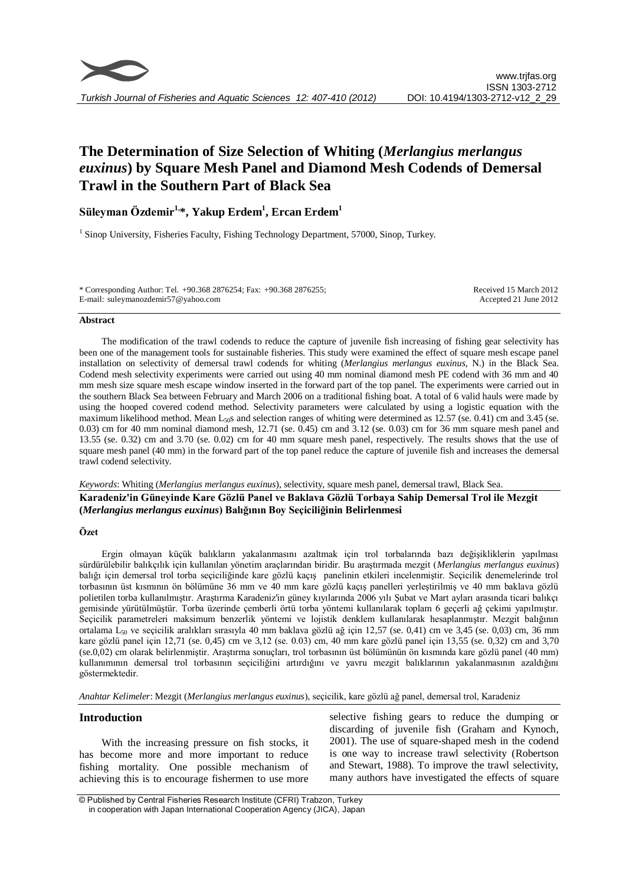# The Determination of Size Selection of Whiting (*Merlangius merlangus euxinus*) by Square Mesh Panel and Diamond Mesh Codends of Demersal Trawl in the Southern Part of Black Sea

**Süleyman Özdemir[1,*], Yakup Erdem[1], Ercan Erdem[1]**

[1] Sinop University, Fisheries Faculty, Fishing Technology Department, 57000, Sinop, Turkey.

* Corresponding Author: Tel. +90.368 2876254; Fax: +90.368 2876255; E-mail: suleymanozdemir57@yahoo.com

Received 15 March 2012
Accepted 21 June 2012

### Abstract

The modification of the trawl codends to reduce the capture of juvenile fish increasing of fishing gear selectivity has been one of the management tools for sustainable fisheries. This study were examined the effect of square mesh escape panel installation on selectivity of demersal trawl codends for whiting (*Merlangius merlangus euxinus*, N.) in the Black Sea. Codend mesh selectivity experiments were carried out using 40 mm nominal diamond mesh PE codend with 36 mm and 40 mm mesh size square mesh escape window inserted in the forward part of the top panel. The experiments were carried out in the southern Black Sea between February and March 2006 on a traditional fishing boat. A total of 6 valid hauls were made by using the hooped covered codend method. Selectivity parameters were calculated by using a logistic equation with the maximum likelihood method. Mean $L_{50}$s and selection ranges of whiting were determined as 12.57 (se. 0.41) cm and 3.45 (se. 0.03) cm for 40 mm nominal diamond mesh, 12.71 (se. 0.45) cm and 3.12 (se. 0.03) cm for 36 mm square mesh panel and 13.55 (se. 0.32) cm and 3.70 (se. 0.02) cm for 40 mm square mesh panel, respectively. The results shows that the use of square mesh panel (40 mm) in the forward part of the top panel reduce the capture of juvenile fish and increases the demersal trawl codend selectivity.

*Keywords*: Whiting (*Merlangius merlangus euxinus*), selectivity, square mesh panel, demersal trawl, Black Sea.

**Karadeniz'in Güneyinde Kare Gözlü Panel ve Baklava Gözlü Torbaya Sahip Demersal Trol ile Mezgit (*Merlangius merlangus euxinus*) Balığının Boy Seçiciliğinin Belirlenmesi**

### Özet

Ergin olmayan küçük balıkların yakalanmasını azaltmak için trol torbalarında bazı değişikliklerin yapılması sürdürülebilir balıkçılık için kullanılan yönetim araçlarından biridir. Bu araştırmada mezgit (*Merlangius merlangus euxinus*) balığı için demersal trol torba seçiciliğinde kare gözlü kaçış panelinin etkileri incelenmiştir. Seçicilik denemelerinde trol torbasının üst kısmının ön bölümüne 36 mm ve 40 mm kare gözlü kaçış panelleri yerleştirilmiş ve 40 mm baklava gözlü polietilen torba kullanılmıştır. Araştırma Karadeniz'in güney kıyılarında 2006 yılı Şubat ve Mart ayları arasında ticari balıkçı gemisinde yürütülmüştür. Torba üzerinde çemberli örtü torba yöntemi kullanılarak toplam 6 geçerli ağ çekimi yapılmıştır. Seçicilik parametreleri maksimum benzerlik yöntemi ve lojistik denklem kullanılarak hesaplanmıştır. Mezgit balığının ortalama $L_{50}$ ve seçicilik aralıkları sırasıyla 40 mm baklava gözlü ağ için 12,57 (se. 0,41) cm ve 3,45 (se. 0,03) cm, 36 mm kare gözlü panel için 12,71 (se. 0,45) cm ve 3,12 (se. 0.03) cm, 40 mm kare gözlü panel için 13,55 (se. 0,32) cm and 3,70 (se.0,02) cm olarak belirlenmiştir. Araştırma sonuçları, trol torbasının üst bölümünün ön kısmında kare gözlü panel (40 mm) kullanımının demersal trol torbasının seçiciliğini artırdığını ve yavru mezgit balıklarının yakalanmasının azaldığını göstermektedir.

*Anahtar Kelimeler*: Mezgit (*Merlangius merlangus euxinus*), seçicilik, kare gözlü ağ panel, demersal trol, Karadeniz

## Introduction

With the increasing pressure on fish stocks, it has become more and more important to reduce fishing mortality. One possible mechanism of achieving this is to encourage fishermen to use more selective fishing gears to reduce the dumping or discarding of juvenile fish (Graham and Kynoch, 2001). The use of square-shaped mesh in the codend is one way to increase trawl selectivity (Robertson and Stewart, 1988). To improve the trawl selectivity, many authors have investigated the effects of square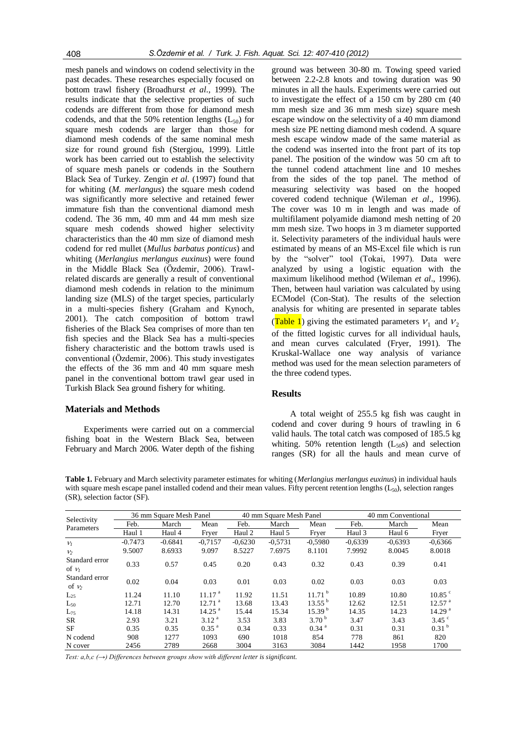mesh panels and windows on codend selectivity in the past decades. These researches especially focused on bottom trawl fishery (Broadhurst *et al*., 1999). The results indicate that the selective properties of such codends are different from those for diamond mesh codends, and that the 50% retention lengths ($L_{50}$) for square mesh codends are larger than those for diamond mesh codends of the same nominal mesh size for round ground fish (Stergiou, 1999). Little work has been carried out to establish the selectivity of square mesh panels or codends in the Southern Black Sea of Turkey. Zengin *et al*. (1997) found that for whiting (*M. merlangus*) the square mesh codend was significantly more selective and retained fewer immature fish than the conventional diamond mesh codend. The 36 mm, 40 mm and 44 mm mesh size square mesh codends showed higher selectivity characteristics than the 40 mm size of diamond mesh codend for red mullet (*Mullus barbatus ponticus*) and whiting (*Merlangius merlangus euxinus*) were found in the Middle Black Sea (Özdemir, 2006). Trawl-related discards are generally a result of conventional diamond mesh codends in relation to the minimum landing size (MLS) of the target species, particularly in a multi-species fishery (Graham and Kynoch, 2001). The catch composition of bottom trawl fisheries of the Black Sea comprises of more than ten fish species and the Black Sea has a multi-species fishery characteristic and the bottom trawls used is conventional (Özdemir, 2006). This study investigates the effects of the 36 mm and 40 mm square mesh panel in the conventional bottom trawl gear used in Turkish Black Sea ground fishery for whiting.

## Materials and Methods

Experiments were carried out on a commercial fishing boat in the Western Black Sea, between February and March 2006. Water depth of the fishing ground was between 30-80 m. Towing speed varied between 2.2-2.8 knots and towing duration was 90 minutes in all the hauls. Experiments were carried out to investigate the effect of a 150 cm by 280 cm (40 mm mesh size and 36 mm mesh size) square mesh escape window on the selectivity of a 40 mm diamond mesh size PE netting diamond mesh codend. A square mesh escape window made of the same material as the codend was inserted into the front part of its top panel. The position of the window was 50 cm aft to the tunnel codend attachment line and 10 meshes from the sides of the top panel. The method of measuring selectivity was based on the hooped covered codend technique (Wileman *et al*., 1996). The cover was 10 m in length and was made of multifilament polyamide diamond mesh netting of 20 mm mesh size. Two hoops in 3 m diameter supported it. Selectivity parameters of the individual hauls were estimated by means of an MS-Excel file which is run by the "solver" tool (Tokai, 1997). Data were analyzed by using a logistic equation with the maximum likelihood method (Wileman *et al*., 1996). Then, between haul variation was calculated by using ECModel (Con-Stat). The results of the selection analysis for whiting are presented in separate tables (Table 1) giving the estimated parameters $v_1$ and $v_2$ of the fitted logistic curves for all individual hauls, and mean curves calculated (Fryer, 1991). The Kruskal-Wallace one way analysis of variance method was used for the mean selection parameters of the three codend types.

## Results

A total weight of 255.5 kg fish was caught in codend and cover during 9 hours of trawling in 6 valid hauls. The total catch was composed of 185.5 kg whiting. 50% retention length ($L_{50}$s) and selection ranges (SR) for all the hauls and mean curve of

**Table 1.** February and March selectivity parameter estimates for whiting (*Merlangius merlangus euxinus*) in individual hauls with square mesh escape panel installed codend and their mean values. Fifty percent retention lengths ($L_{50}$), selection ranges (SR), selection factor (SF).

| Selectivity Parameters | 36 mm Square Mesh Panel | | | 40 mm Square Mesh Panel | | | 40 mm Conventional | | |
|---|---|---|---|---|---|---|---|---|---|
| | Feb. | March | Mean | Feb. | March | Mean | Feb. | March | Mean |
| | Haul 1 | Haul 4 | Fryer | Haul 2 | Haul 5 | Fryer | Haul 3 | Haul 6 | Fryer |
| $v_1$ | -0.7473 | -0.6841 | -0,7157 | -0,6230 | -0,5731 | -0,5980 | -0,6339 | -0,6393 | -0,6366 |
| $v_2$ | 9.5007 | 8.6933 | 9.097 | 8.5227 | 7.6975 | 8.1101 | 7.9992 | 8.0045 | 8.0018 |
| Standard error of $v_1$ | 0.33 | 0.57 | 0.45 | 0.20 | 0.43 | 0.32 | 0.43 | 0.39 | 0.41 |
| Standard error of $v_2$ | 0.02 | 0.04 | 0.03 | 0.01 | 0.03 | 0.02 | 0.03 | 0.03 | 0.03 |
| $L_{25}$ | 11.24 | 11.10 | 11.17 [a] | 11.92 | 11.51 | 11.71 [b] | 10.89 | 10.80 | 10.85 [c] |
| $L_{50}$ | 12.71 | 12.70 | 12.71 [a] | 13.68 | 13.43 | 13.55 [b] | 12.62 | 12.51 | 12.57 [a] |
| $L_{75}$ | 14.18 | 14.31 | 14.25 [a] | 15.44 | 15.34 | 15.39 [b] | 14.35 | 14.23 | 14.29 [a] |
| SR | 2.93 | 3.21 | 3.12 [a] | 3.53 | 3.83 | 3.70 [b] | 3.47 | 3.43 | 3.45 [c] |
| SF | 0.35 | 0.35 | 0.35 [a] | 0.34 | 0.33 | 0.34 [a] | 0.31 | 0.31 | 0.31 [b] |
| N codend | 908 | 1277 | 1093 | 690 | 1018 | 854 | 778 | 861 | 820 |
| N cover | 2456 | 2789 | 2668 | 3004 | 3163 | 3084 | 1442 | 1958 | 1700 |

*Test: a,b,c (→) Differences between groups show with different letter is significant.*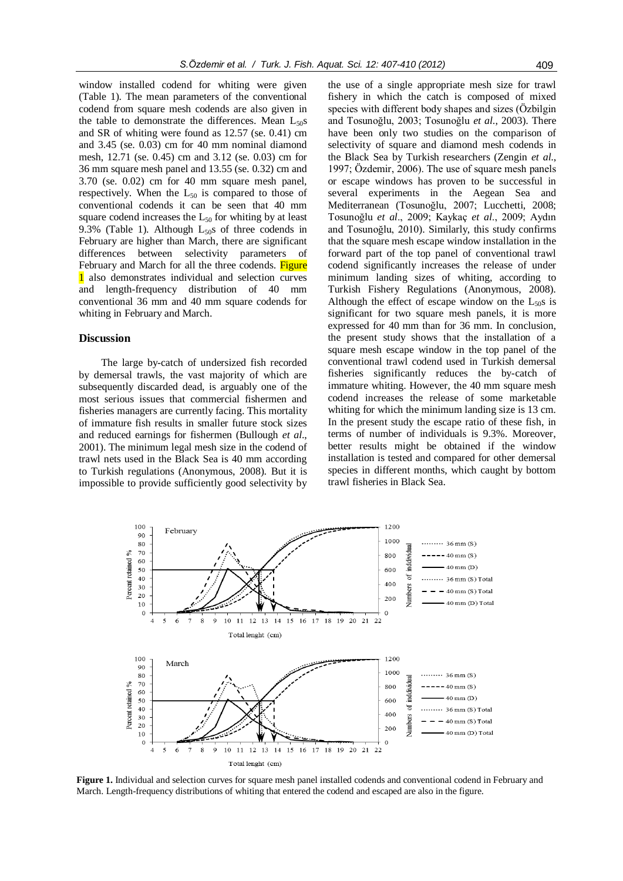window installed codend for whiting were given (Table 1). The mean parameters of the conventional codend from square mesh codends are also given in the table to demonstrate the differences. Mean $L_{50}$s and SR of whiting were found as 12.57 (se. 0.41) cm and 3.45 (se. 0.03) cm for 40 mm nominal diamond mesh, 12.71 (se. 0.45) cm and 3.12 (se. 0.03) cm for 36 mm square mesh panel and 13.55 (se. 0.32) cm and 3.70 (se. 0.02) cm for 40 mm square mesh panel, respectively. When the $L_{50}$ is compared to those of conventional codends it can be seen that 40 mm square codend increases the $L_{50}$ for whiting by at least 9.3% (Table 1). Although $L_{50}$s of three codends in February are higher than March, there are significant differences between selectivity parameters of February and March for all the three codends. Figure 1 also demonstrates individual and selection curves and length-frequency distribution of 40 mm conventional 36 mm and 40 mm square codends for whiting in February and March.

## Discussion

The large by-catch of undersized fish recorded by demersal trawls, the vast majority of which are subsequently discarded dead, is arguably one of the most serious issues that commercial fishermen and fisheries managers are currently facing. This mortality of immature fish results in smaller future stock sizes and reduced earnings for fishermen (Bullough *et al*., 2001). The minimum legal mesh size in the codend of trawl nets used in the Black Sea is 40 mm according to Turkish regulations (Anonymous, 2008). But it is impossible to provide sufficiently good selectivity by the use of a single appropriate mesh size for trawl fishery in which the catch is composed of mixed species with different body shapes and sizes (Özbilgin and Tosunoğlu, 2003; Tosunoğlu *et al*., 2003). There have been only two studies on the comparison of selectivity of square and diamond mesh codends in the Black Sea by Turkish researchers (Zengin *et al*., 1997; Özdemir, 2006). The use of square mesh panels or escape windows has proven to be successful in several experiments in the Aegean Sea and Mediterranean (Tosunoğlu, 2007; Lucchetti, 2008; Tosunoğlu *et al*., 2009; Kaykaç *et al*., 2009; Aydın and Tosunoğlu, 2010). Similarly, this study confirms that the square mesh escape window installation in the forward part of the top panel of conventional trawl codend significantly increases the release of under minimum landing sizes of whiting, according to Turkish Fishery Regulations (Anonymous, 2008). Although the effect of escape window on the $L_{50}$s is significant for two square mesh panels, it is more expressed for 40 mm than for 36 mm. In conclusion, the present study shows that the installation of a square mesh escape window in the top panel of the conventional trawl codend used in Turkish demersal fisheries significantly reduces the by-catch of immature whiting. However, the 40 mm square mesh codend increases the release of some marketable whiting for which the minimum landing size is 13 cm. In the present study the escape ratio of these fish, in terms of number of individuals is 9.3%. Moreover, better results might be obtained if the window installation is tested and compared for other demersal species in different months, which caught by bottom trawl fisheries in Black Sea.

**Figure 1.** Individual and selection curves for square mesh panel installed codends and conventional codend in February and March. Length-frequency distributions of whiting that entered the codend and escaped are also in the figure.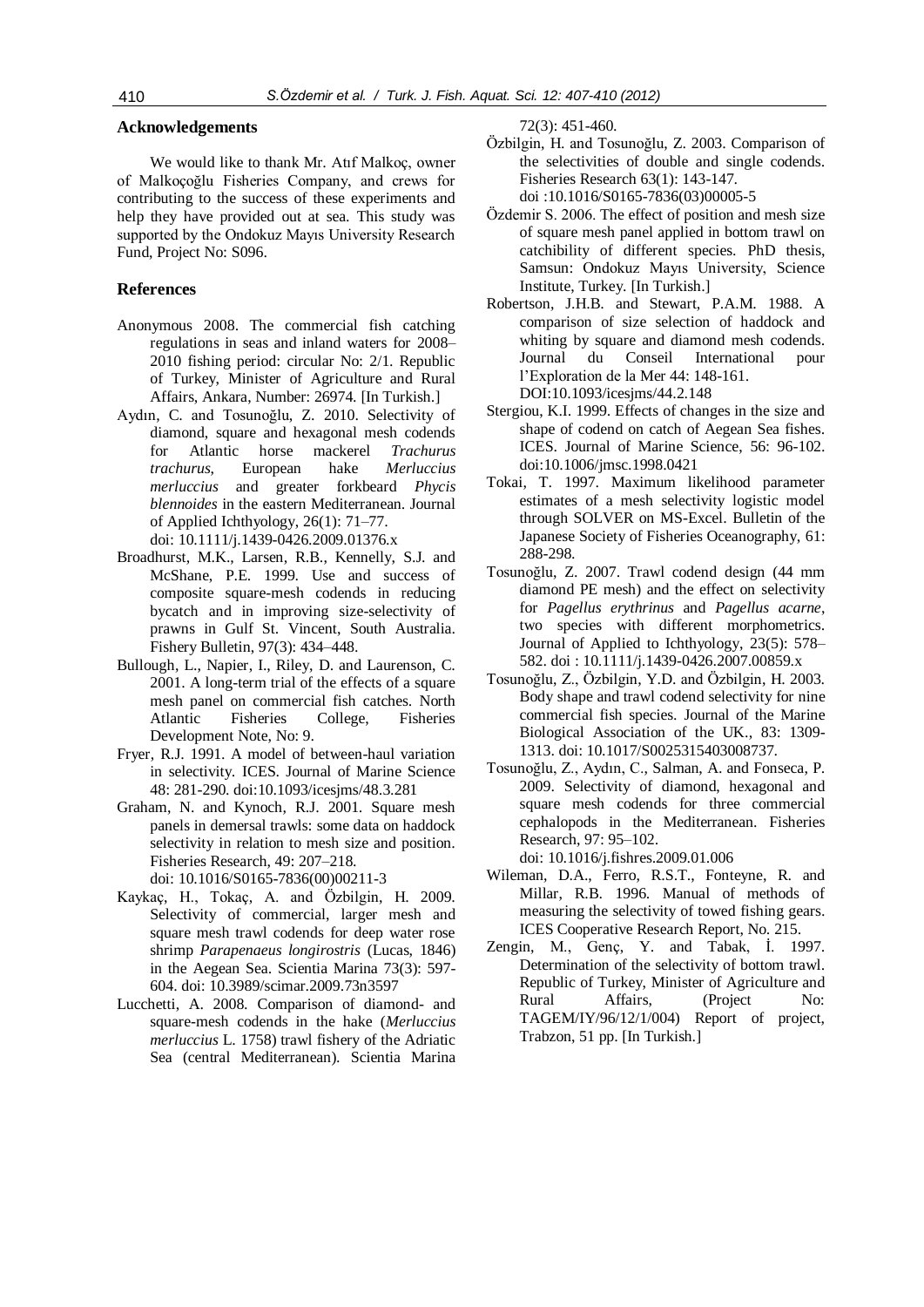## Acknowledgements

We would like to thank Mr. Atıf Malkoç, owner of Malkoçoğlu Fisheries Company, and crews for contributing to the success of these experiments and help they have provided out at sea. This study was supported by the Ondokuz Mayıs University Research Fund, Project No: S096.

## References

Anonymous 2008. The commercial fish catching regulations in seas and inland waters for 2008–2010 fishing period: circular No: 2/1. Republic of Turkey, Minister of Agriculture and Rural Affairs, Ankara, Number: 26974. [In Turkish.]

Aydın, C. and Tosunoğlu, Z. 2010. Selectivity of diamond, square and hexagonal mesh codends for Atlantic horse mackerel *Trachurus trachurus*, European hake *Merluccius merluccius* and greater forkbeard *Phycis blennoides* in the eastern Mediterranean. Journal of Applied Ichthyology, 26(1): 71–77. doi: 10.1111/j.1439-0426.2009.01376.x

Broadhurst, M.K., Larsen, R.B., Kennelly, S.J. and McShane, P.E. 1999. Use and success of composite square-mesh codends in reducing bycatch and in improving size-selectivity of prawns in Gulf St. Vincent, South Australia. Fishery Bulletin, 97(3): 434–448.

Bullough, L., Napier, I., Riley, D. and Laurenson, C. 2001. A long-term trial of the effects of a square mesh panel on commercial fish catches. North Atlantic Fisheries College, Fisheries Development Note, No: 9.

Fryer, R.J. 1991. A model of between-haul variation in selectivity. ICES. Journal of Marine Science 48: 281-290. doi:10.1093/icesjms/48.3.281

Graham, N. and Kynoch, R.J. 2001. Square mesh panels in demersal trawls: some data on haddock selectivity in relation to mesh size and position. Fisheries Research, 49: 207–218. doi: 10.1016/S0165-7836(00)00211-3

Kaykaç, H., Tokaç, A. and Özbilgin, H. 2009. Selectivity of commercial, larger mesh and square mesh trawl codends for deep water rose shrimp *Parapenaeus longirostris* (Lucas, 1846) in the Aegean Sea. Scientia Marina 73(3): 597-604. doi: 10.3989/scimar.2009.73n3597

Lucchetti, A. 2008. Comparison of diamond- and square-mesh codends in the hake (*Merluccius merluccius* L. 1758) trawl fishery of the Adriatic Sea (central Mediterranean). Scientia Marina 72(3): 451-460.

Özbilgin, H. and Tosunoğlu, Z. 2003. Comparison of the selectivities of double and single codends. Fisheries Research 63(1): 143-147. doi :10.1016/S0165-7836(03)00005-5

Özdemir S. 2006. The effect of position and mesh size of square mesh panel applied in bottom trawl on catchability of different species. PhD thesis, Samsun: Ondokuz Mayıs University, Science Institute, Turkey. [In Turkish.]

Robertson, J.H.B. and Stewart, P.A.M. 1988. A comparison of size selection of haddock and whiting by square and diamond mesh codends. Journal du Conseil International pour l'Exploration de la Mer 44: 148-161. DOI:10.1093/icesjms/44.2.148

Stergiou, K.I. 1999. Effects of changes in the size and shape of codend on catch of Aegean Sea fishes. ICES. Journal of Marine Science, 56: 96-102. doi:10.1006/jmsc.1998.0421

Tokai, T. 1997. Maximum likelihood parameter estimates of a mesh selectivity logistic model through SOLVER on MS-Excel. Bulletin of the Japanese Society of Fisheries Oceanography, 61: 288-298.

Tosunoğlu, Z. 2007. Trawl codend design (44 mm diamond PE mesh) and the effect on selectivity for *Pagellus erythrinus* and *Pagellus acarne*, two species with different morphometrics. Journal of Applied to Ichthyology, 23(5): 578–582. doi : 10.1111/j.1439-0426.2007.00859.x

Tosunoğlu, Z., Özbilgin, Y.D. and Özbilgin, H. 2003. Body shape and trawl codend selectivity for nine commercial fish species. Journal of the Marine Biological Association of the UK., 83: 1309-1313. doi: 10.1017/S0025315403008737.

Tosunoğlu, Z., Aydın, C., Salman, A. and Fonseca, P. 2009. Selectivity of diamond, hexagonal and square mesh codends for three commercial cephalopods in the Mediterranean. Fisheries Research, 97: 95–102. doi: 10.1016/j.fishres.2009.01.006

Wileman, D.A., Ferro, R.S.T., Fonteyne, R. and Millar, R.B. 1996. Manual of methods of measuring the selectivity of towed fishing gears. ICES Cooperative Research Report, No. 215.

Zengin, M., Genç, Y. and Tabak, İ. 1997. Determination of the selectivity of bottom trawl. Republic of Turkey, Minister of Agriculture and Rural Affairs, (Project No: TAGEM/IY/96/12/1/004) Report of project, Trabzon, 51 pp. [In Turkish.]